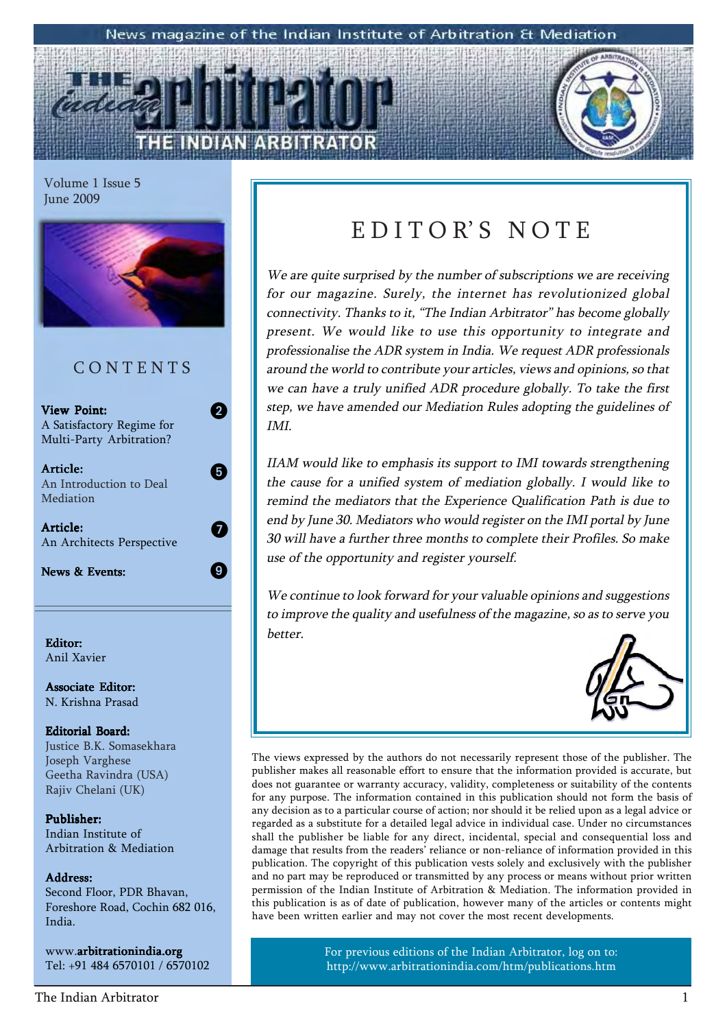News magazine of the Indian Institute of Arbitration & Mediation

# THE INDIAN ARBITRATOR

Volume 1 Issue 5
June 2009

## CONTENTS

**View Point:** A Satisfactory Regime for Multi-Party Arbitration? — 2

**Article:** An Introduction to Deal Mediation — 5

**Article:** An Architects Perspective — 7

**News & Events:** — 9

**Editor:**
Anil Xavier

**Associate Editor:**
N. Krishna Prasad

**Editorial Board:**
Justice B.K. Somasekhara
Joseph Varghese
Geetha Ravindra (USA)
Rajiv Chelani (UK)

**Publisher:**
Indian Institute of Arbitration & Mediation

**Address:**
Second Floor, PDR Bhavan, Foreshore Road, Cochin 682 016, India.

www.**arbitrationindia.org**
Tel: +91 484 6570101 / 6570102

## EDITOR'S NOTE

*We are quite surprised by the number of subscriptions we are receiving for our magazine. Surely, the internet has revolutionized global connectivity. Thanks to it, "The Indian Arbitrator" has become globally present. We would like to use this opportunity to integrate and professionalise the ADR system in India. We request ADR professionals around the world to contribute your articles, views and opinions, so that we can have a truly unified ADR procedure globally. To take the first step, we have amended our Mediation Rules adopting the guidelines of IMI.*

*IIAM would like to emphasis its support to IMI towards strengthening the cause for a unified system of mediation globally. I would like to remind the mediators that the Experience Qualification Path is due to end by June 30. Mediators who would register on the IMI portal by June 30 will have a further three months to complete their Profiles. So make use of the opportunity and register yourself.*

*We continue to look forward for your valuable opinions and suggestions to improve the quality and usefulness of the magazine, so as to serve you better.*

The views expressed by the authors do not necessarily represent those of the publisher. The publisher makes all reasonable effort to ensure that the information provided is accurate, but does not guarantee or warranty accuracy, validity, completeness or suitability of the contents for any purpose. The information contained in this publication should not form the basis of any decision as to a particular course of action; nor should it be relied upon as a legal advice or regarded as a substitute for a detailed legal advice in individual case. Under no circumstances shall the publisher be liable for any direct, incidental, special and consequential loss and damage that results from the readers' reliance or non-reliance of information provided in this publication. The copyright of this publication vests solely and exclusively with the publisher and no part may be reproduced or transmitted by any process or means without prior written permission of the Indian Institute of Arbitration & Mediation. The information provided in this publication is as of date of publication, however many of the articles or contents might have been written earlier and may not cover the most recent developments.

For previous editions of the Indian Arbitrator, log on to:
http://www.arbitrationindia.com/htm/publications.htm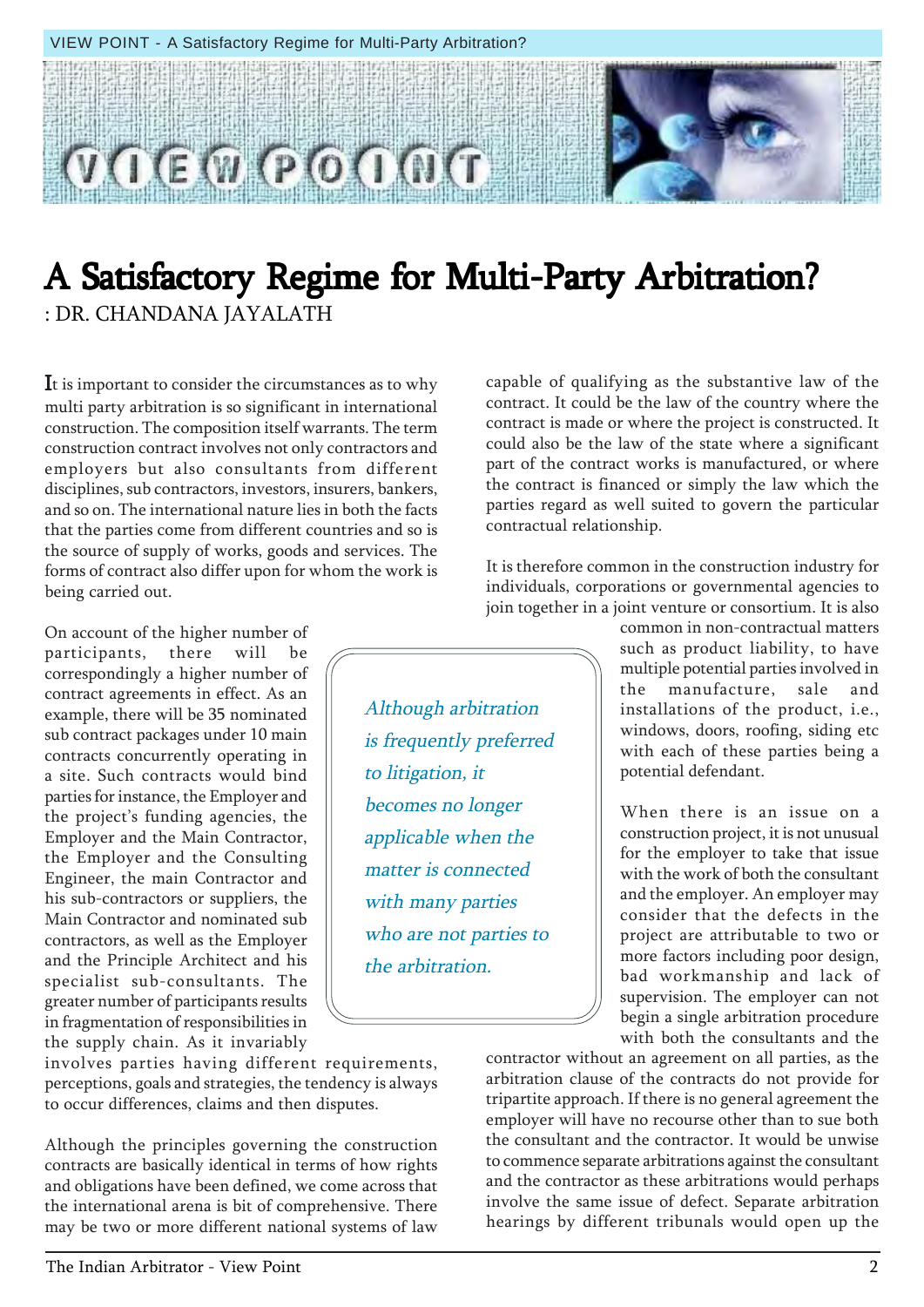# A Satisfactory Regime for Multi-Party Arbitration?

: DR. CHANDANA JAYALATH

It is important to consider the circumstances as to why multi party arbitration is so significant in international construction. The composition itself warrants. The term construction contract involves not only contractors and employers but also consultants from different disciplines, sub contractors, investors, insurers, bankers, and so on. The international nature lies in both the facts that the parties come from different countries and so is the source of supply of works, goods and services. The forms of contract also differ upon for whom the work is being carried out.

On account of the higher number of participants, there will be correspondingly a higher number of contract agreements in effect. As an example, there will be 35 nominated sub contract packages under 10 main contracts concurrently operating in a site. Such contracts would bind parties for instance, the Employer and the project's funding agencies, the Employer and the Main Contractor, the Employer and the Consulting Engineer, the main Contractor and his sub-contractors or suppliers, the Main Contractor and nominated sub contractors, as well as the Employer and the Principle Architect and his specialist sub-consultants. The greater number of participants results in fragmentation of responsibilities in the supply chain. As it invariably involves parties having different requirements, perceptions, goals and strategies, the tendency is always to occur differences, claims and then disputes.

> *Although arbitration is frequently preferred to litigation, it becomes no longer applicable when the matter is connected with many parties who are not parties to the arbitration.*

Although the principles governing the construction contracts are basically identical in terms of how rights and obligations have been defined, we come across that the international arena is bit of comprehensive. There may be two or more different national systems of law capable of qualifying as the substantive law of the contract. It could be the law of the country where the contract is made or where the project is constructed. It could also be the law of the state where a significant part of the contract works is manufactured, or where the contract is financed or simply the law which the parties regard as well suited to govern the particular contractual relationship.

It is therefore common in the construction industry for individuals, corporations or governmental agencies to join together in a joint venture or consortium. It is also common in non-contractual matters such as product liability, to have multiple potential parties involved in the manufacture, sale and installations of the product, i.e., windows, doors, roofing, siding etc with each of these parties being a potential defendant.

When there is an issue on a construction project, it is not unusual for the employer to take that issue with the work of both the consultant and the employer. An employer may consider that the defects in the project are attributable to two or more factors including poor design, bad workmanship and lack of supervision. The employer can not begin a single arbitration procedure with both the consultants and the contractor without an agreement on all parties, as the arbitration clause of the contracts do not provide for tripartite approach. If there is no general agreement the employer will have no recourse other than to sue both the consultant and the contractor. It would be unwise to commence separate arbitrations against the consultant and the contractor as these arbitrations would perhaps involve the same issue of defect. Separate arbitration hearings by different tribunals would open up the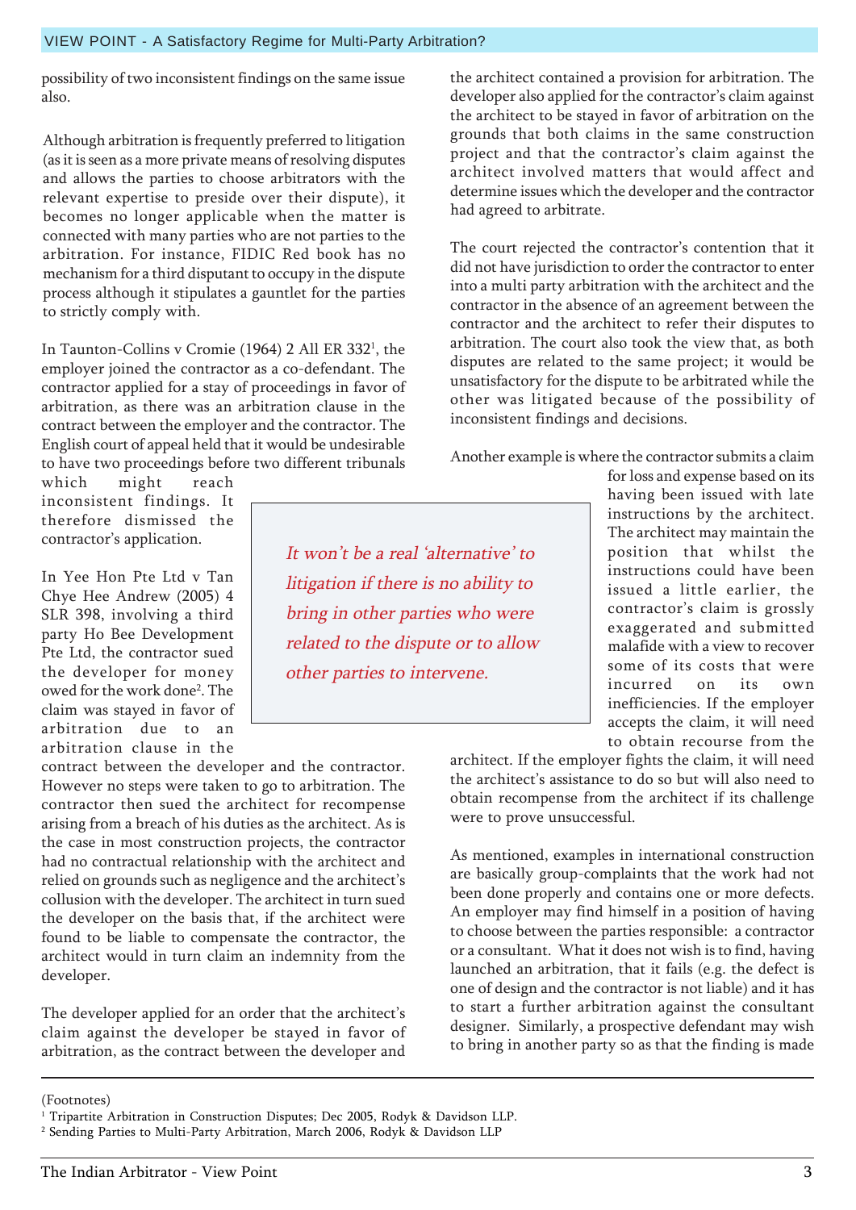possibility of two inconsistent findings on the same issue also.

Although arbitration is frequently preferred to litigation (as it is seen as a more private means of resolving disputes and allows the parties to choose arbitrators with the relevant expertise to preside over their dispute), it becomes no longer applicable when the matter is connected with many parties who are not parties to the arbitration. For instance, FIDIC Red book has no mechanism for a third disputant to occupy in the dispute process although it stipulates a gauntlet for the parties to strictly comply with.

In Taunton-Collins v Cromie (1964) 2 All ER 332[1], the employer joined the contractor as a co-defendant. The contractor applied for a stay of proceedings in favor of arbitration, as there was an arbitration clause in the contract between the employer and the contractor. The English court of appeal held that it would be undesirable to have two proceedings before two different tribunals which might reach inconsistent findings. It therefore dismissed the contractor's application.

In Yee Hon Pte Ltd v Tan Chye Hee Andrew (2005) 4 SLR 398, involving a third party Ho Bee Development Pte Ltd, the contractor sued the developer for money owed for the work done[2]. The claim was stayed in favor of arbitration due to an arbitration clause in the contract between the developer and the contractor. However no steps were taken to go to arbitration. The contractor then sued the architect for recompense arising from a breach of his duties as the architect. As is the case in most construction projects, the contractor had no contractual relationship with the architect and relied on grounds such as negligence and the architect's collusion with the developer. The architect in turn sued the developer on the basis that, if the architect were found to be liable to compensate the contractor, the architect would in turn claim an indemnity from the developer.

The developer applied for an order that the architect's claim against the developer be stayed in favor of arbitration, as the contract between the developer and the architect contained a provision for arbitration. The developer also applied for the contractor's claim against the architect to be stayed in favor of arbitration on the grounds that both claims in the same construction project and that the contractor's claim against the architect involved matters that would affect and determine issues which the developer and the contractor had agreed to arbitrate.

The court rejected the contractor's contention that it did not have jurisdiction to order the contractor to enter into a multi party arbitration with the architect and the contractor in the absence of an agreement between the contractor and the architect to refer their disputes to arbitration. The court also took the view that, as both disputes are related to the same project; it would be unsatisfactory for the dispute to be arbitrated while the other was litigated because of the possibility of inconsistent findings and decisions.

*It won't be a real 'alternative' to litigation if there is no ability to bring in other parties who were related to the dispute or to allow other parties to intervene.*

Another example is where the contractor submits a claim for loss and expense based on its having been issued with late instructions by the architect. The architect may maintain the position that whilst the instructions could have been issued a little earlier, the contractor's claim is grossly exaggerated and submitted malafide with a view to recover some of its costs that were incurred on its own inefficiencies. If the employer accepts the claim, it will need to obtain recourse from the architect. If the employer fights the claim, it will need the architect's assistance to do so but will also need to obtain recompense from the architect if its challenge were to prove unsuccessful.

As mentioned, examples in international construction are basically group-complaints that the work had not been done properly and contains one or more defects. An employer may find himself in a position of having to choose between the parties responsible: a contractor or a consultant. What it does not wish is to find, having launched an arbitration, that it fails (e.g. the defect is one of design and the contractor is not liable) and it has to start a further arbitration against the consultant designer. Similarly, a prospective defendant may wish to bring in another party so as that the finding is made

(Footnotes)

[1] Tripartite Arbitration in Construction Disputes; Dec 2005, Rodyk & Davidson LLP.

[2] Sending Parties to Multi-Party Arbitration, March 2006, Rodyk & Davidson LLP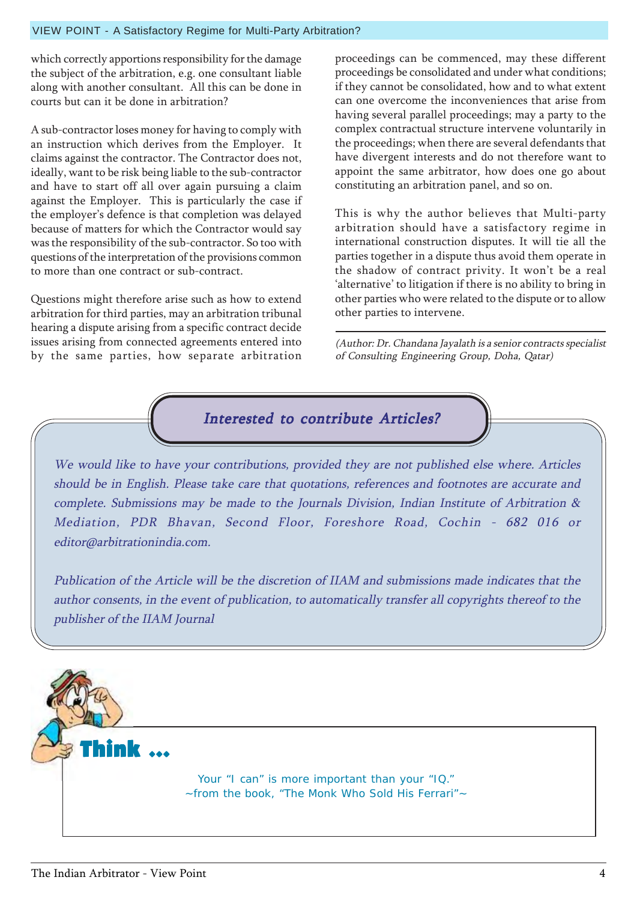which correctly apportions responsibility for the damage the subject of the arbitration, e.g. one consultant liable along with another consultant. All this can be done in courts but can it be done in arbitration?

A sub-contractor loses money for having to comply with an instruction which derives from the Employer. It claims against the contractor. The Contractor does not, ideally, want to be risk being liable to the sub-contractor and have to start off all over again pursuing a claim against the Employer. This is particularly the case if the employer's defence is that completion was delayed because of matters for which the Contractor would say was the responsibility of the sub-contractor. So too with questions of the interpretation of the provisions common to more than one contract or sub-contract.

Questions might therefore arise such as how to extend arbitration for third parties, may an arbitration tribunal hearing a dispute arising from a specific contract decide issues arising from connected agreements entered into by the same parties, how separate arbitration proceedings can be commenced, may these different proceedings be consolidated and under what conditions; if they cannot be consolidated, how and to what extent can one overcome the inconveniences that arise from having several parallel proceedings; may a party to the complex contractual structure intervene voluntarily in the proceedings; when there are several defendants that have divergent interests and do not therefore want to appoint the same arbitrator, how does one go about constituting an arbitration panel, and so on.

This is why the author believes that Multi-party arbitration should have a satisfactory regime in international construction disputes. It will tie all the parties together in a dispute thus avoid them operate in the shadow of contract privity. It won't be a real 'alternative' to litigation if there is no ability to bring in other parties who were related to the dispute or to allow other parties to intervene.

*(Author: Dr. Chandana Jayalath is a senior contracts specialist of Consulting Engineering Group, Doha, Qatar)*

## *Interested to contribute Articles?*

*We would like to have your contributions, provided they are not published else where. Articles should be in English. Please take care that quotations, references and footnotes are accurate and complete. Submissions may be made to the Journals Division, Indian Institute of Arbitration & Mediation, PDR Bhavan, Second Floor, Foreshore Road, Cochin - 682 016 or editor@arbitrationindia.com.*

*Publication of the Article will be the discretion of IIAM and submissions made indicates that the author consents, in the event of publication, to automatically transfer all copyrights thereof to the publisher of the IIAM Journal*

## Think ...

Your "I can" is more important than your "IQ."
~from the book, "The Monk Who Sold His Ferrari"~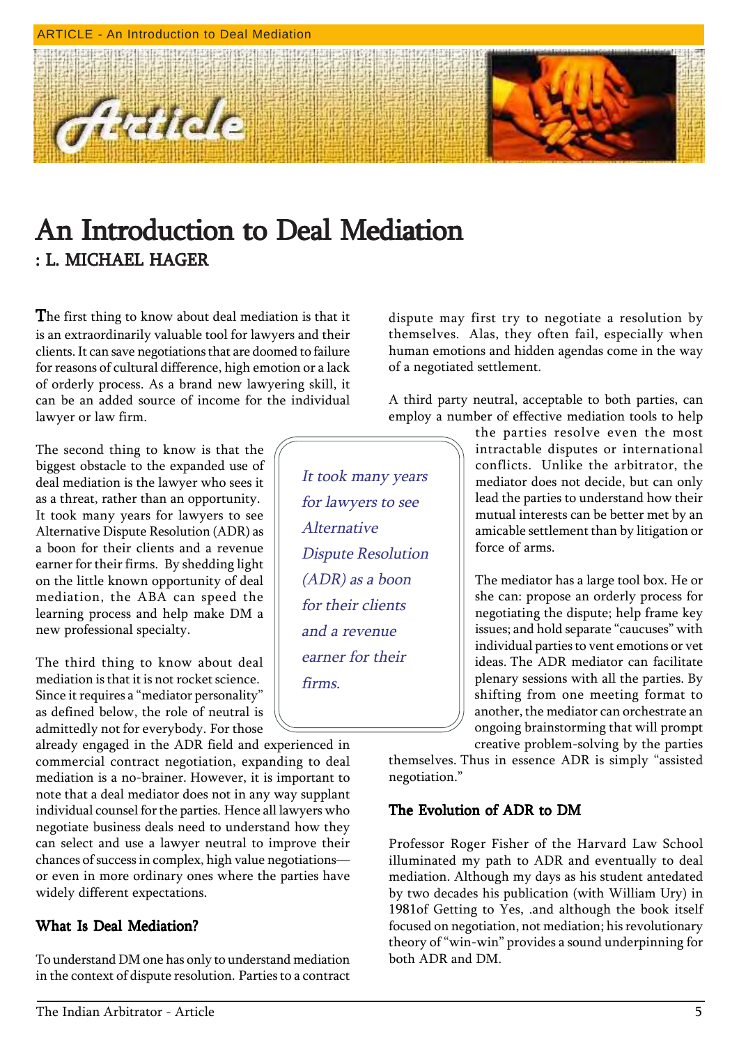# An Introduction to Deal Mediation

**: L. MICHAEL HAGER**

The first thing to know about deal mediation is that it is an extraordinarily valuable tool for lawyers and their clients. It can save negotiations that are doomed to failure for reasons of cultural difference, high emotion or a lack of orderly process. As a brand new lawyering skill, it can be an added source of income for the individual lawyer or law firm.

The second thing to know is that the biggest obstacle to the expanded use of deal mediation is the lawyer who sees it as a threat, rather than an opportunity. It took many years for lawyers to see Alternative Dispute Resolution (ADR) as a boon for their clients and a revenue earner for their firms. By shedding light on the little known opportunity of deal mediation, the ABA can speed the learning process and help make DM a new professional specialty.

*It took many years for lawyers to see Alternative Dispute Resolution (ADR) as a boon for their clients and a revenue earner for their firms.*

The third thing to know about deal mediation is that it is not rocket science. Since it requires a "mediator personality" as defined below, the role of neutral is admittedly not for everybody. For those already engaged in the ADR field and experienced in commercial contract negotiation, expanding to deal mediation is a no-brainer. However, it is important to note that a deal mediator does not in any way supplant individual counsel for the parties. Hence all lawyers who negotiate business deals need to understand how they can select and use a lawyer neutral to improve their chances of success in complex, high value negotiations—or even in more ordinary ones where the parties have widely different expectations.

## What Is Deal Mediation?

To understand DM one has only to understand mediation in the context of dispute resolution. Parties to a contract dispute may first try to negotiate a resolution by themselves. Alas, they often fail, especially when human emotions and hidden agendas come in the way of a negotiated settlement.

A third party neutral, acceptable to both parties, can employ a number of effective mediation tools to help the parties resolve even the most intractable disputes or international conflicts. Unlike the arbitrator, the mediator does not decide, but can only lead the parties to understand how their mutual interests can be better met by an amicable settlement than by litigation or force of arms.

The mediator has a large tool box. He or she can: propose an orderly process for negotiating the dispute; help frame key issues; and hold separate "caucuses" with individual parties to vent emotions or vet ideas. The ADR mediator can facilitate plenary sessions with all the parties. By shifting from one meeting format to another, the mediator can orchestrate an ongoing brainstorming that will prompt creative problem-solving by the parties themselves. Thus in essence ADR is simply "assisted negotiation."

## The Evolution of ADR to DM

Professor Roger Fisher of the Harvard Law School illuminated my path to ADR and eventually to deal mediation. Although my days as his student antedated by two decades his publication (with William Ury) in 1981of Getting to Yes, .and although the book itself focused on negotiation, not mediation; his revolutionary theory of "win-win" provides a sound underpinning for both ADR and DM.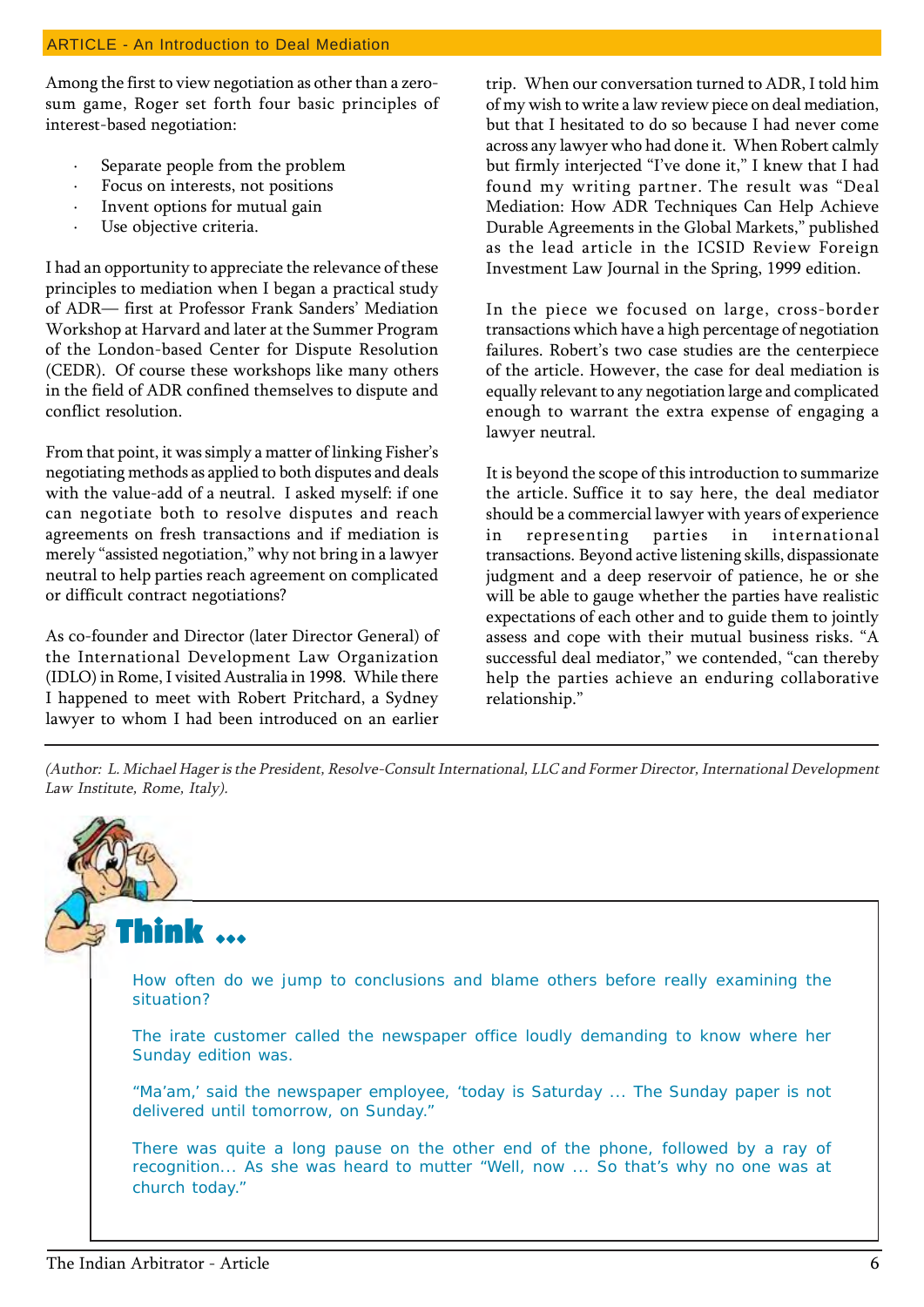Among the first to view negotiation as other than a zero-sum game, Roger set forth four basic principles of interest-based negotiation:

- Separate people from the problem
- Focus on interests, not positions
- Invent options for mutual gain
- Use objective criteria.

I had an opportunity to appreciate the relevance of these principles to mediation when I began a practical study of ADR— first at Professor Frank Sanders' Mediation Workshop at Harvard and later at the Summer Program of the London-based Center for Dispute Resolution (CEDR). Of course these workshops like many others in the field of ADR confined themselves to dispute and conflict resolution.

From that point, it was simply a matter of linking Fisher's negotiating methods as applied to both disputes and deals with the value-add of a neutral. I asked myself: if one can negotiate both to resolve disputes and reach agreements on fresh transactions and if mediation is merely "assisted negotiation," why not bring in a lawyer neutral to help parties reach agreement on complicated or difficult contract negotiations?

As co-founder and Director (later Director General) of the International Development Law Organization (IDLO) in Rome, I visited Australia in 1998. While there I happened to meet with Robert Pritchard, a Sydney lawyer to whom I had been introduced on an earlier trip. When our conversation turned to ADR, I told him of my wish to write a law review piece on deal mediation, but that I hesitated to do so because I had never come across any lawyer who had done it. When Robert calmly but firmly interjected "I've done it," I knew that I had found my writing partner. The result was "Deal Mediation: How ADR Techniques Can Help Achieve Durable Agreements in the Global Markets," published as the lead article in the ICSID Review Foreign Investment Law Journal in the Spring, 1999 edition.

In the piece we focused on large, cross-border transactions which have a high percentage of negotiation failures. Robert's two case studies are the centerpiece of the article. However, the case for deal mediation is equally relevant to any negotiation large and complicated enough to warrant the extra expense of engaging a lawyer neutral.

It is beyond the scope of this introduction to summarize the article. Suffice it to say here, the deal mediator should be a commercial lawyer with years of experience in representing parties in international transactions. Beyond active listening skills, dispassionate judgment and a deep reservoir of patience, he or she will be able to gauge whether the parties have realistic expectations of each other and to guide them to jointly assess and cope with their mutual business risks. "A successful deal mediator," we contended, "can thereby help the parties achieve an enduring collaborative relationship."

---

*(Author: L. Michael Hager is the President, Resolve-Consult International, LLC and Former Director, International Development Law Institute, Rome, Italy).*

## Think ...

How often do we jump to conclusions and blame others before really examining the situation?

The irate customer called the newspaper office loudly demanding to know where her Sunday edition was.

"Ma'am,' said the newspaper employee, 'today is Saturday ... The Sunday paper is not delivered until tomorrow, on Sunday."

There was quite a long pause on the other end of the phone, followed by a ray of recognition... As she was heard to mutter "Well, now ... So that's why no one was at church today."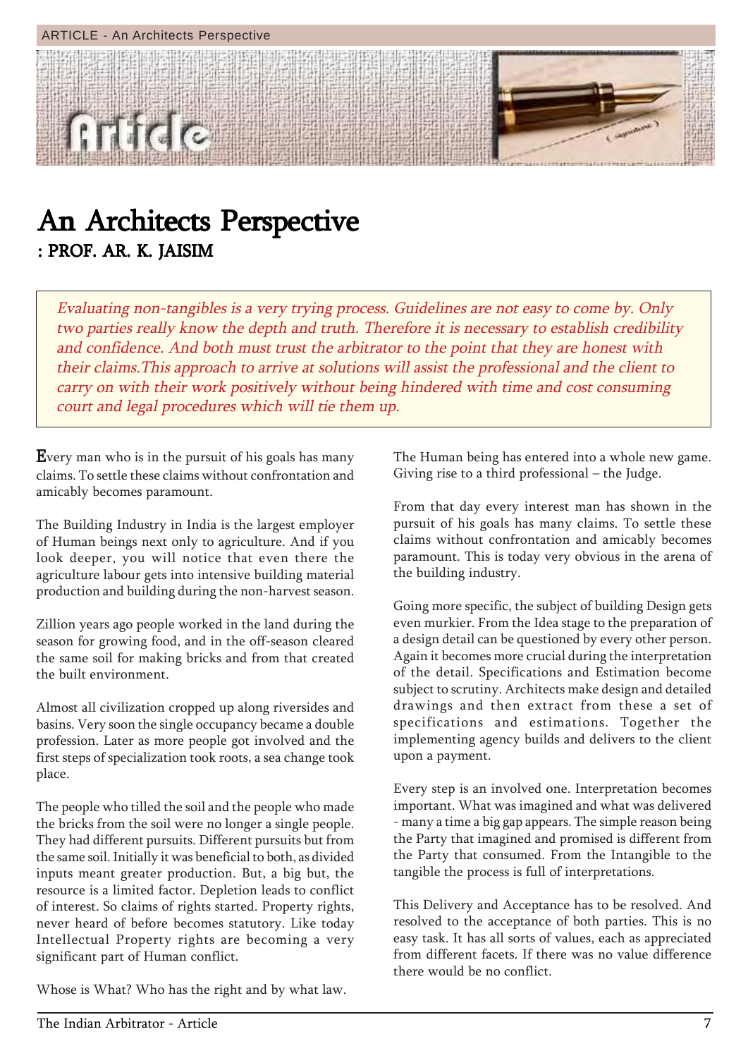# An Architects Perspective

**: PROF. AR. K. JAISIM**

*Evaluating non-tangibles is a very trying process. Guidelines are not easy to come by. Only two parties really know the depth and truth. Therefore it is necessary to establish credibility and confidence. And both must trust the arbitrator to the point that they are honest with their claims.This approach to arrive at solutions will assist the professional and the client to carry on with their work positively without being hindered with time and cost consuming court and legal procedures which will tie them up.*

Every man who is in the pursuit of his goals has many claims. To settle these claims without confrontation and amicably becomes paramount.

The Building Industry in India is the largest employer of Human beings next only to agriculture. And if you look deeper, you will notice that even there the agriculture labour gets into intensive building material production and building during the non-harvest season.

Zillion years ago people worked in the land during the season for growing food, and in the off-season cleared the same soil for making bricks and from that created the built environment.

Almost all civilization cropped up along riversides and basins. Very soon the single occupancy became a double profession. Later as more people got involved and the first steps of specialization took roots, a sea change took place.

The people who tilled the soil and the people who made the bricks from the soil were no longer a single people. They had different pursuits. Different pursuits but from the same soil. Initially it was beneficial to both, as divided inputs meant greater production. But, a big but, the resource is a limited factor. Depletion leads to conflict of interest. So claims of rights started. Property rights, never heard of before becomes statutory. Like today Intellectual Property rights are becoming a very significant part of Human conflict.

Whose is What? Who has the right and by what law.

The Human being has entered into a whole new game. Giving rise to a third professional – the Judge.

From that day every interest man has shown in the pursuit of his goals has many claims. To settle these claims without confrontation and amicably becomes paramount. This is today very obvious in the arena of the building industry.

Going more specific, the subject of building Design gets even murkier. From the Idea stage to the preparation of a design detail can be questioned by every other person. Again it becomes more crucial during the interpretation of the detail. Specifications and Estimation become subject to scrutiny. Architects make design and detailed drawings and then extract from these a set of specifications and estimations. Together the implementing agency builds and delivers to the client upon a payment.

Every step is an involved one. Interpretation becomes important. What was imagined and what was delivered - many a time a big gap appears. The simple reason being the Party that imagined and promised is different from the Party that consumed. From the Intangible to the tangible the process is full of interpretations.

This Delivery and Acceptance has to be resolved. And resolved to the acceptance of both parties. This is no easy task. It has all sorts of values, each as appreciated from different facets. If there was no value difference there would be no conflict.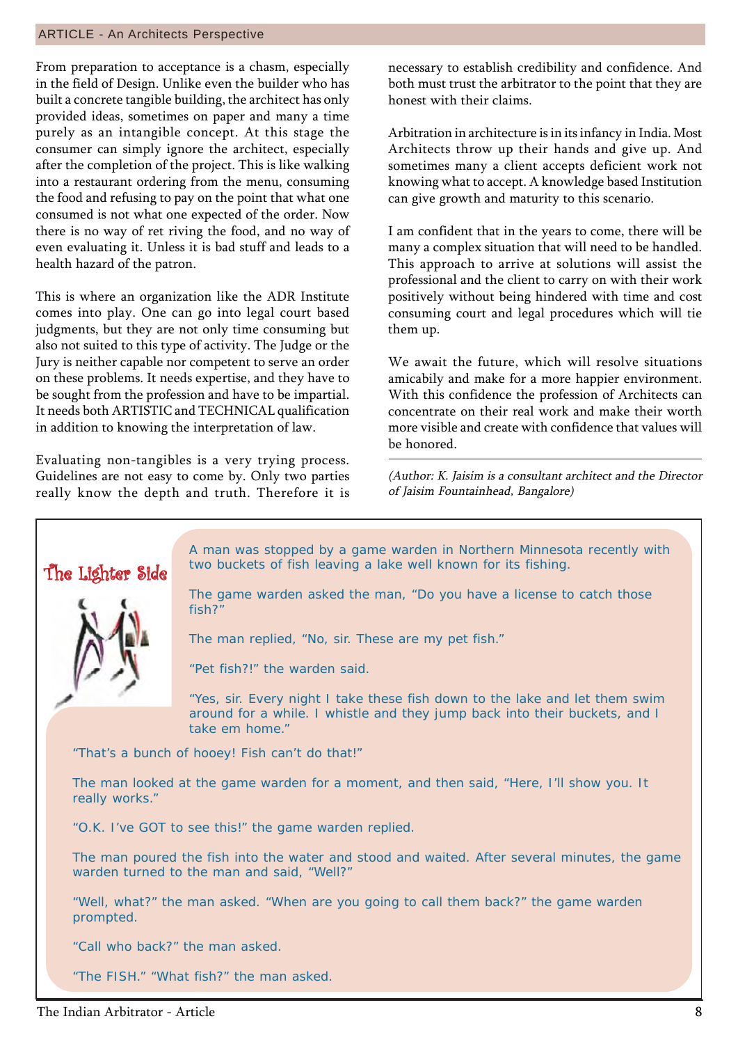From preparation to acceptance is a chasm, especially in the field of Design. Unlike even the builder who has built a concrete tangible building, the architect has only provided ideas, sometimes on paper and many a time purely as an intangible concept. At this stage the consumer can simply ignore the architect, especially after the completion of the project. This is like walking into a restaurant ordering from the menu, consuming the food and refusing to pay on the point that what one consumed is not what one expected of the order. Now there is no way of ret riving the food, and no way of even evaluating it. Unless it is bad stuff and leads to a health hazard of the patron.

This is where an organization like the ADR Institute comes into play. One can go into legal court based judgments, but they are not only time consuming but also not suited to this type of activity. The Judge or the Jury is neither capable nor competent to serve an order on these problems. It needs expertise, and they have to be sought from the profession and have to be impartial. It needs both ARTISTIC and TECHNICAL qualification in addition to knowing the interpretation of law.

Evaluating non-tangibles is a very trying process. Guidelines are not easy to come by. Only two parties really know the depth and truth. Therefore it is necessary to establish credibility and confidence. And both must trust the arbitrator to the point that they are honest with their claims.

Arbitration in architecture is in its infancy in India. Most Architects throw up their hands and give up. And sometimes many a client accepts deficient work not knowing what to accept. A knowledge based Institution can give growth and maturity to this scenario.

I am confident that in the years to come, there will be many a complex situation that will need to be handled. This approach to arrive at solutions will assist the professional and the client to carry on with their work positively without being hindered with time and cost consuming court and legal procedures which will tie them up.

We await the future, which will resolve situations amicably and make for a more happier environment. With this confidence the profession of Architects can concentrate on their real work and make their worth more visible and create with confidence that values will be honored.

---

*(Author: K. Jaisim is a consultant architect and the Director of Jaisim Fountainhead, Bangalore)*

## The Lighter Side

A man was stopped by a game warden in Northern Minnesota recently with two buckets of fish leaving a lake well known for its fishing.

The game warden asked the man, "Do you have a license to catch those fish?"

The man replied, "No, sir. These are my pet fish."

"Pet fish?!" the warden said.

"Yes, sir. Every night I take these fish down to the lake and let them swim around for a while. I whistle and they jump back into their buckets, and I take em home."

"That's a bunch of hooey! Fish can't do that!"

The man looked at the game warden for a moment, and then said, "Here, I'll show you. It really works."

"O.K. I've GOT to see this!" the game warden replied.

The man poured the fish into the water and stood and waited. After several minutes, the game warden turned to the man and said, "Well?"

"Well, what?" the man asked. "When are you going to call them back?" the game warden prompted.

"Call who back?" the man asked.

"The FISH." "What fish?" the man asked.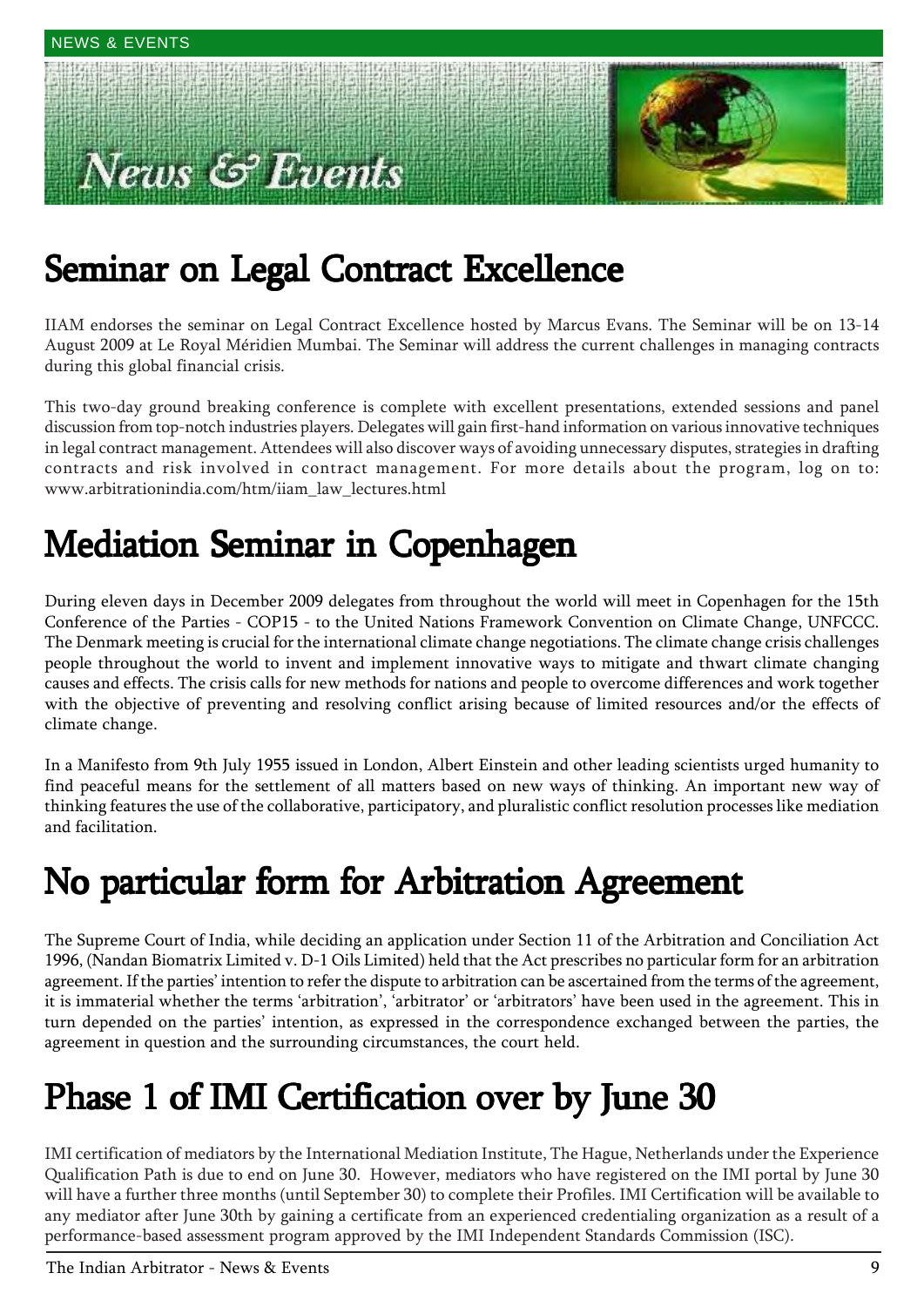# News & Events

## Seminar on Legal Contract Excellence

IIAM endorses the seminar on Legal Contract Excellence hosted by Marcus Evans. The Seminar will be on 13-14 August 2009 at Le Royal Méridien Mumbai. The Seminar will address the current challenges in managing contracts during this global financial crisis.

This two-day ground breaking conference is complete with excellent presentations, extended sessions and panel discussion from top-notch industries players. Delegates will gain first-hand information on various innovative techniques in legal contract management. Attendees will also discover ways of avoiding unnecessary disputes, strategies in drafting contracts and risk involved in contract management. For more details about the program, log on to: www.arbitrationindia.com/htm/iiam_law_lectures.html

## Mediation Seminar in Copenhagen

During eleven days in December 2009 delegates from throughout the world will meet in Copenhagen for the 15th Conference of the Parties - COP15 - to the United Nations Framework Convention on Climate Change, UNFCCC. The Denmark meeting is crucial for the international climate change negotiations. The climate change crisis challenges people throughout the world to invent and implement innovative ways to mitigate and thwart climate changing causes and effects. The crisis calls for new methods for nations and people to overcome differences and work together with the objective of preventing and resolving conflict arising because of limited resources and/or the effects of climate change.

In a Manifesto from 9th July 1955 issued in London, Albert Einstein and other leading scientists urged humanity to find peaceful means for the settlement of all matters based on new ways of thinking. An important new way of thinking features the use of the collaborative, participatory, and pluralistic conflict resolution processes like mediation and facilitation.

## No particular form for Arbitration Agreement

The Supreme Court of India, while deciding an application under Section 11 of the Arbitration and Conciliation Act 1996, (Nandan Biomatrix Limited v. D-1 Oils Limited) held that the Act prescribes no particular form for an arbitration agreement. If the parties' intention to refer the dispute to arbitration can be ascertained from the terms of the agreement, it is immaterial whether the terms 'arbitration', 'arbitrator' or 'arbitrators' have been used in the agreement. This in turn depended on the parties' intention, as expressed in the correspondence exchanged between the parties, the agreement in question and the surrounding circumstances, the court held.

## Phase 1 of IMI Certification over by June 30

IMI certification of mediators by the International Mediation Institute, The Hague, Netherlands under the Experience Qualification Path is due to end on June 30. However, mediators who have registered on the IMI portal by June 30 will have a further three months (until September 30) to complete their Profiles. IMI Certification will be available to any mediator after June 30th by gaining a certificate from an experienced credentialing organization as a result of a performance-based assessment program approved by the IMI Independent Standards Commission (ISC).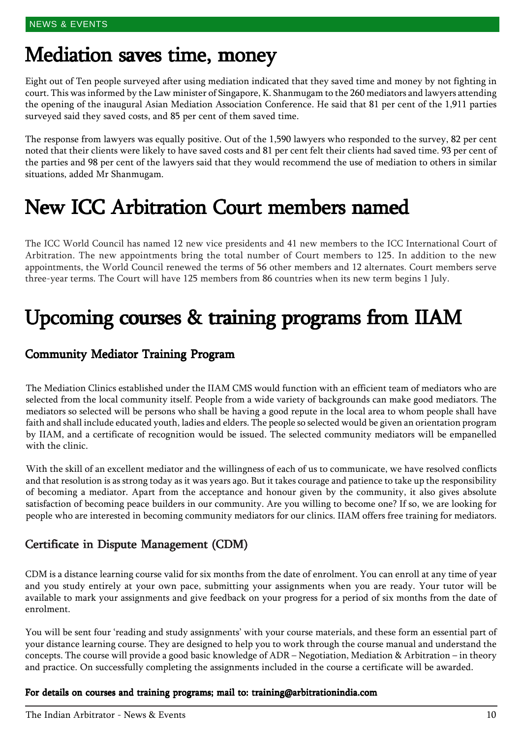# Mediation saves time, money

Eight out of Ten people surveyed after using mediation indicated that they saved time and money by not fighting in court. This was informed by the Law minister of Singapore, K. Shanmugam to the 260 mediators and lawyers attending the opening of the inaugural Asian Mediation Association Conference. He said that 81 per cent of the 1,911 parties surveyed said they saved costs, and 85 per cent of them saved time.

The response from lawyers was equally positive. Out of the 1,590 lawyers who responded to the survey, 82 per cent noted that their clients were likely to have saved costs and 81 per cent felt their clients had saved time. 93 per cent of the parties and 98 per cent of the lawyers said that they would recommend the use of mediation to others in similar situations, added Mr Shanmugam.

# New ICC Arbitration Court members named

The ICC World Council has named 12 new vice presidents and 41 new members to the ICC International Court of Arbitration. The new appointments bring the total number of Court members to 125. In addition to the new appointments, the World Council renewed the terms of 56 other members and 12 alternates. Court members serve three-year terms. The Court will have 125 members from 86 countries when its new term begins 1 July.

# Upcoming courses & training programs from IIAM

## Community Mediator Training Program

The Mediation Clinics established under the IIAM CMS would function with an efficient team of mediators who are selected from the local community itself. People from a wide variety of backgrounds can make good mediators. The mediators so selected will be persons who shall be having a good repute in the local area to whom people shall have faith and shall include educated youth, ladies and elders. The people so selected would be given an orientation program by IIAM, and a certificate of recognition would be issued. The selected community mediators will be empanelled with the clinic.

With the skill of an excellent mediator and the willingness of each of us to communicate, we have resolved conflicts and that resolution is as strong today as it was years ago. But it takes courage and patience to take up the responsibility of becoming a mediator. Apart from the acceptance and honour given by the community, it also gives absolute satisfaction of becoming peace builders in our community. Are you willing to become one? If so, we are looking for people who are interested in becoming community mediators for our clinics. IIAM offers free training for mediators.

## Certificate in Dispute Management (CDM)

CDM is a distance learning course valid for six months from the date of enrolment. You can enroll at any time of year and you study entirely at your own pace, submitting your assignments when you are ready. Your tutor will be available to mark your assignments and give feedback on your progress for a period of six months from the date of enrolment.

You will be sent four 'reading and study assignments' with your course materials, and these form an essential part of your distance learning course. They are designed to help you to work through the course manual and understand the concepts. The course will provide a good basic knowledge of ADR – Negotiation, Mediation & Arbitration – in theory and practice. On successfully completing the assignments included in the course a certificate will be awarded.

**For details on courses and training programs; mail to: training@arbitrationindia.com**